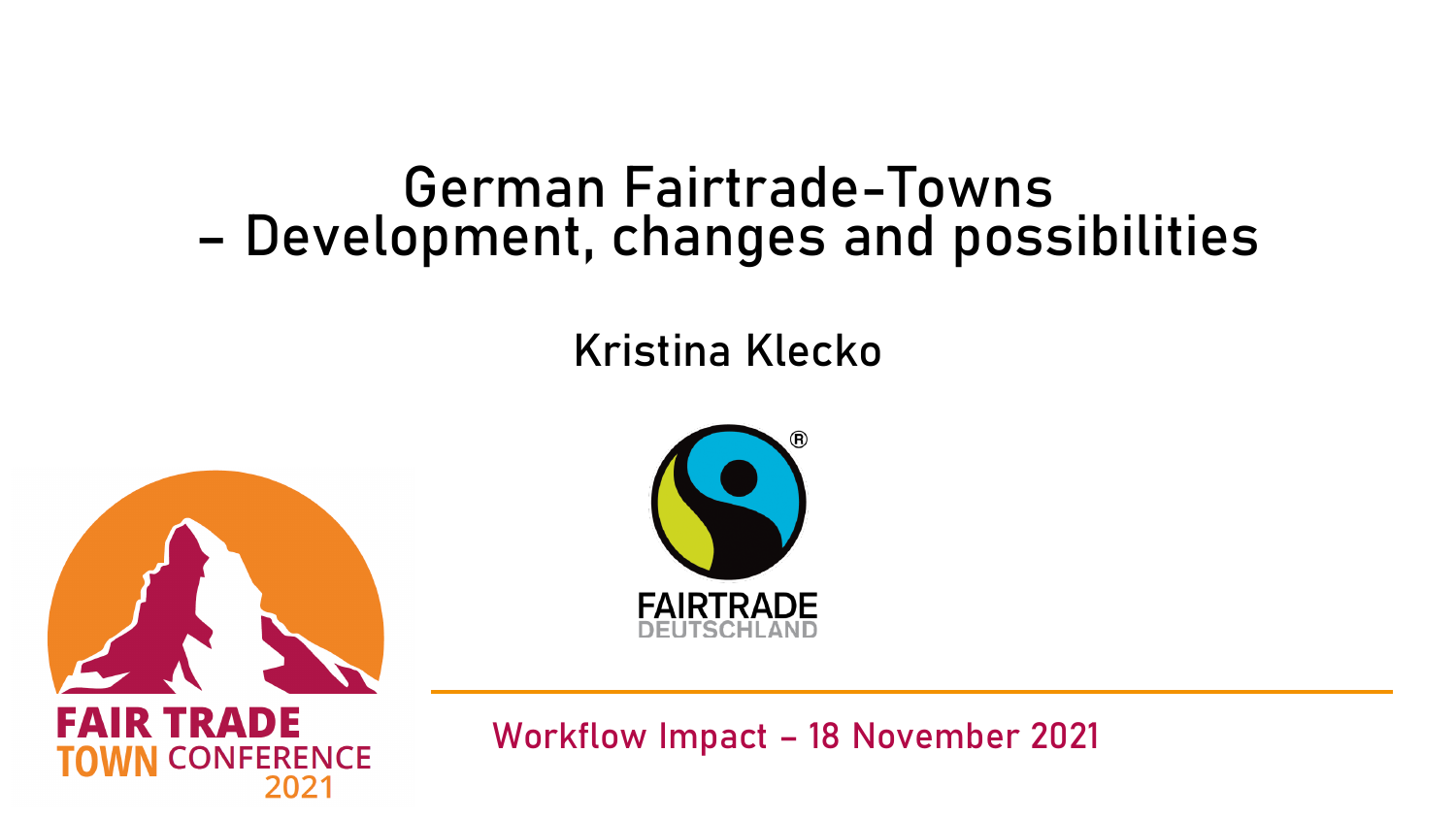# German Fairtrade-Towns – Development, changes and possibilities

Kristina Klecko

FAIRTRADE DEUTSCHLAND

FAIR TRADE TOWN CONFERENCE 2021

Workflow Impact – 18 November 2021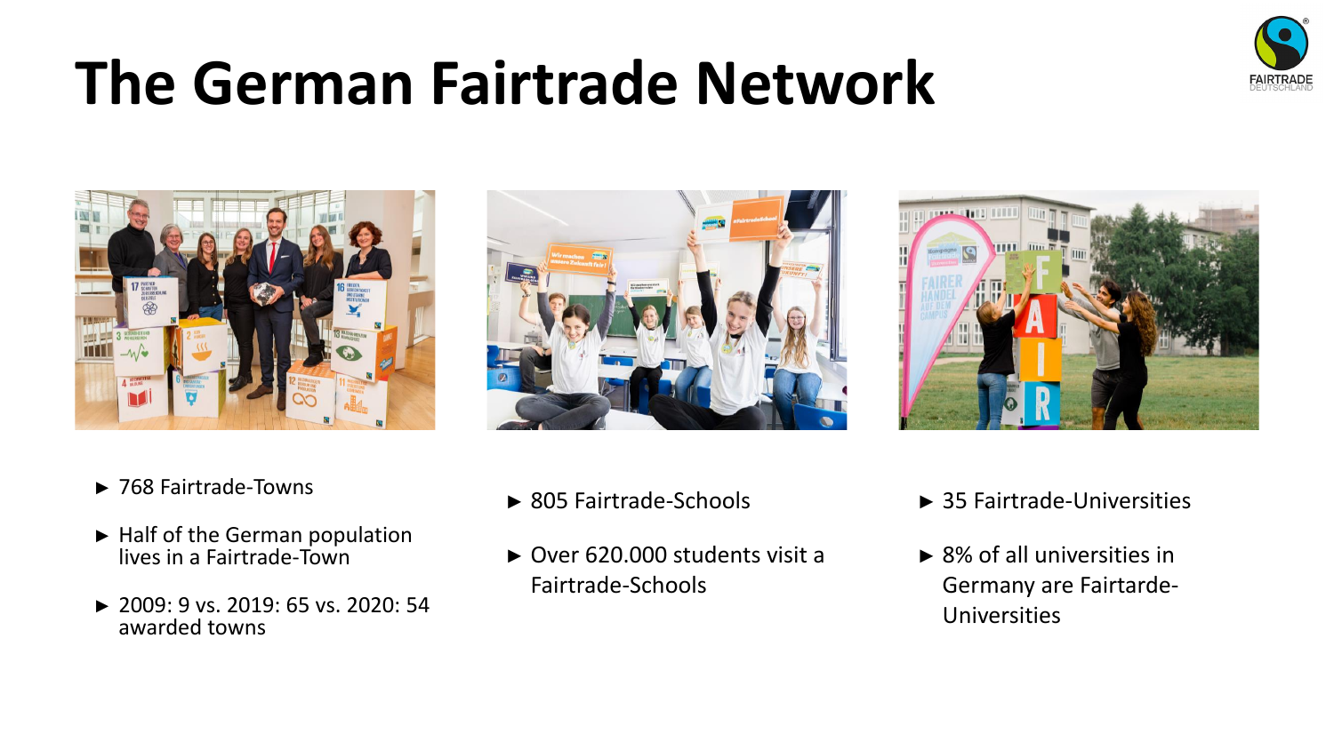# The German Fairtrade Network

- 768 Fairtrade-Towns
- Half of the German population lives in a Fairtrade-Town
- 2009: 9 vs. 2019: 65 vs. 2020: 54 awarded towns

- 805 Fairtrade-Schools
- Over 620.000 students visit a Fairtrade-Schools

- 35 Fairtrade-Universities
- 8% of all universities in Germany are Fairtarde-Universities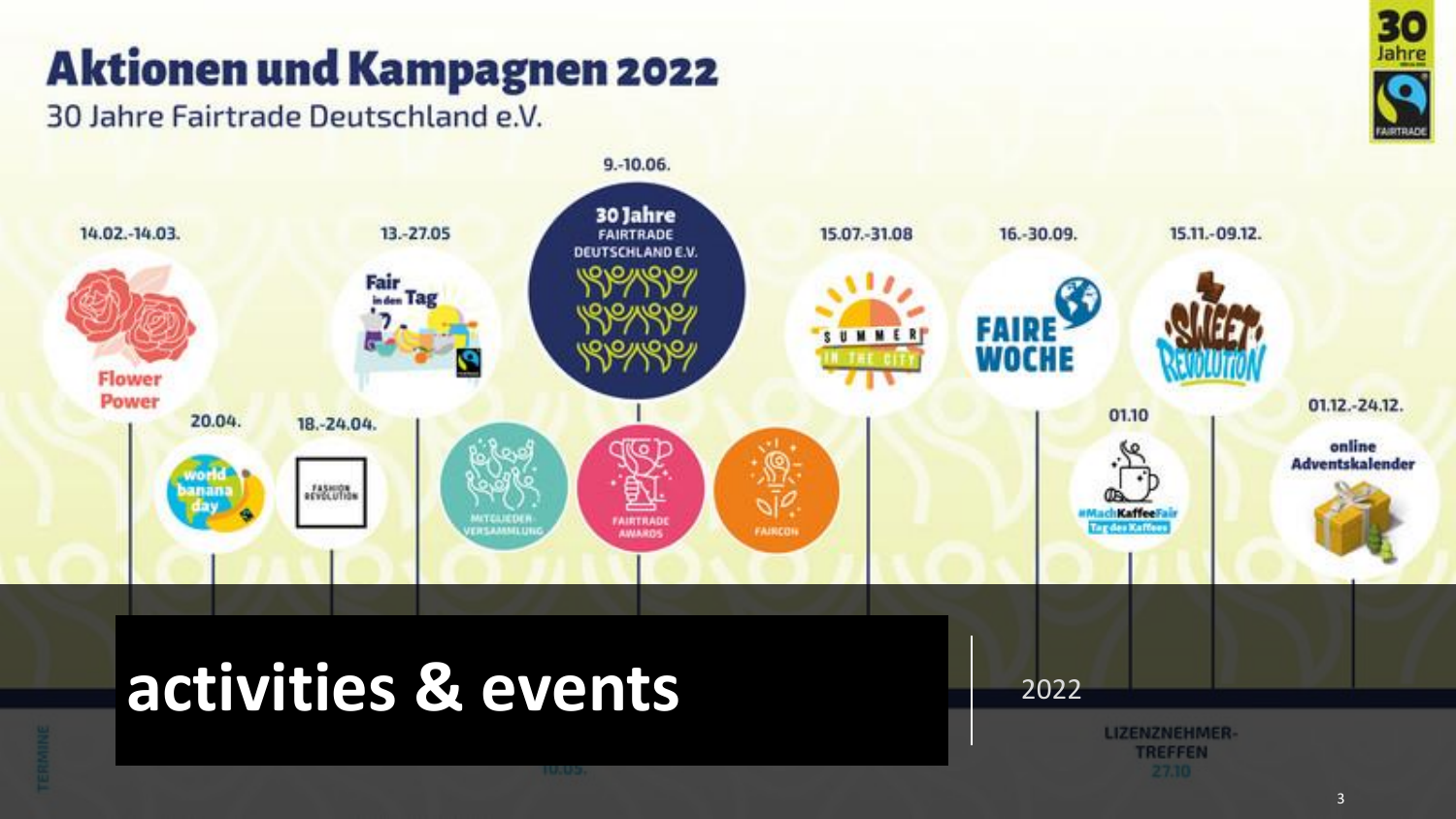# Aktionen und Kampagnen 2022

30 Jahre Fairtrade Deutschland e.V.

- 14.02.-14.03. Flower Power
- 20.04. world banana day
- 18.-24.04. Fashion Revolution
- 13.-27.05 Fair in den Tag
- Mitgliederversammlung
- 9.-10.06. 30 Jahre Fairtrade Deutschland e.V.
- Fairtrade Awards
- Faircon
- 15.07.-31.08 Summer in the City
- 16.-30.09. Faire Woche
- 01.10 #MachKaffeeFair Tag des Kaffees
- 15.11.-09.12. Sweet Revolution
- 01.12.-24.12. online Adventskalender

Termine

10.09.

Lizenznehmer-Treffen 27.10

# activities & events

2022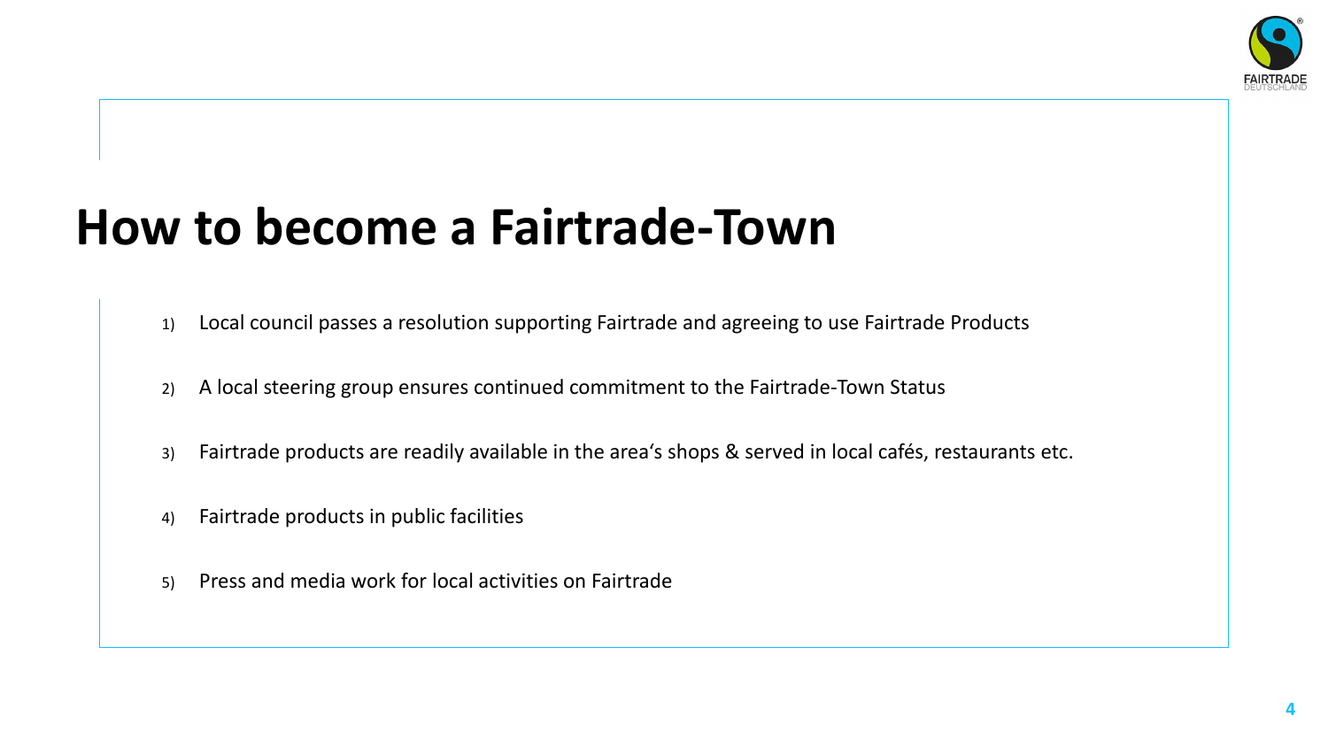# How to become a Fairtrade-Town

1) Local council passes a resolution supporting Fairtrade and agreeing to use Fairtrade Products
2) A local steering group ensures continued commitment to the Fairtrade-Town Status
3) Fairtrade products are readily available in the area's shops & served in local cafés, restaurants etc.
4) Fairtrade products in public facilities
5) Press and media work for local activities on Fairtrade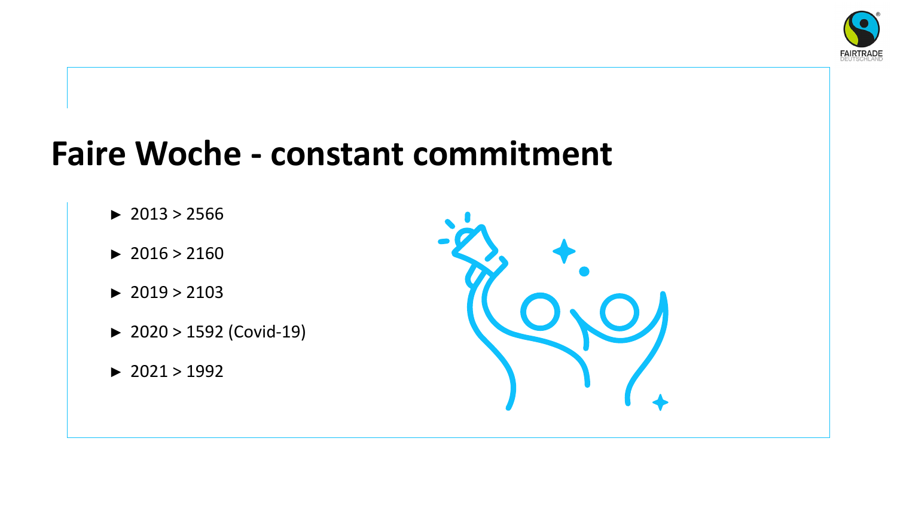# Faire Woche - constant commitment

- 2013 > 2566
- 2016 > 2160
- 2019 > 2103
- 2020 > 1592 (Covid-19)
- 2021 > 1992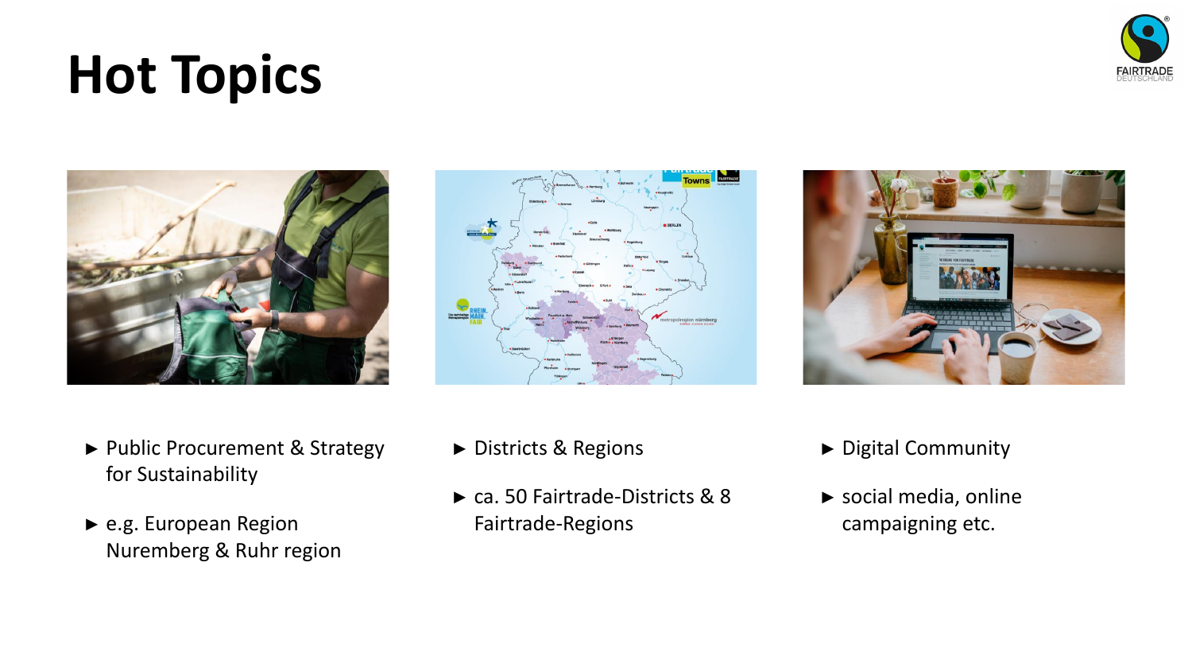# Hot Topics

- Public Procurement & Strategy for Sustainability
- e.g. European Region Nuremberg & Ruhr region

- Districts & Regions
- ca. 50 Fairtrade-Districts & 8 Fairtrade-Regions

- Digital Community
- social media, online campaigning etc.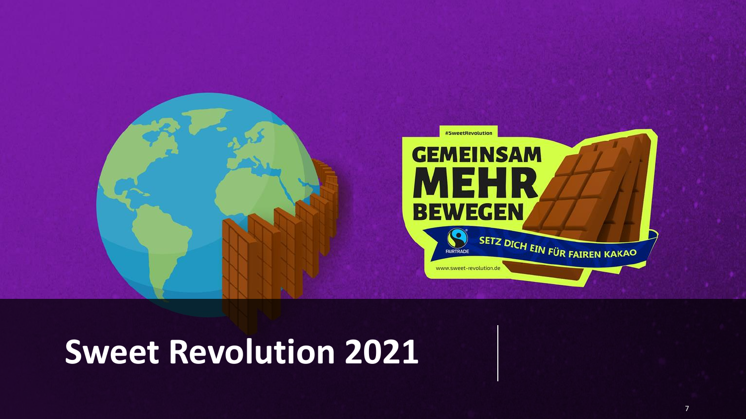#SweetRevolution

GEMEINSAM MEHR BEWEGEN

SETZ DICH EIN FÜR FAIREN KAKAO

FAIRTRADE

www.sweet-revolution.de

# Sweet Revolution 2021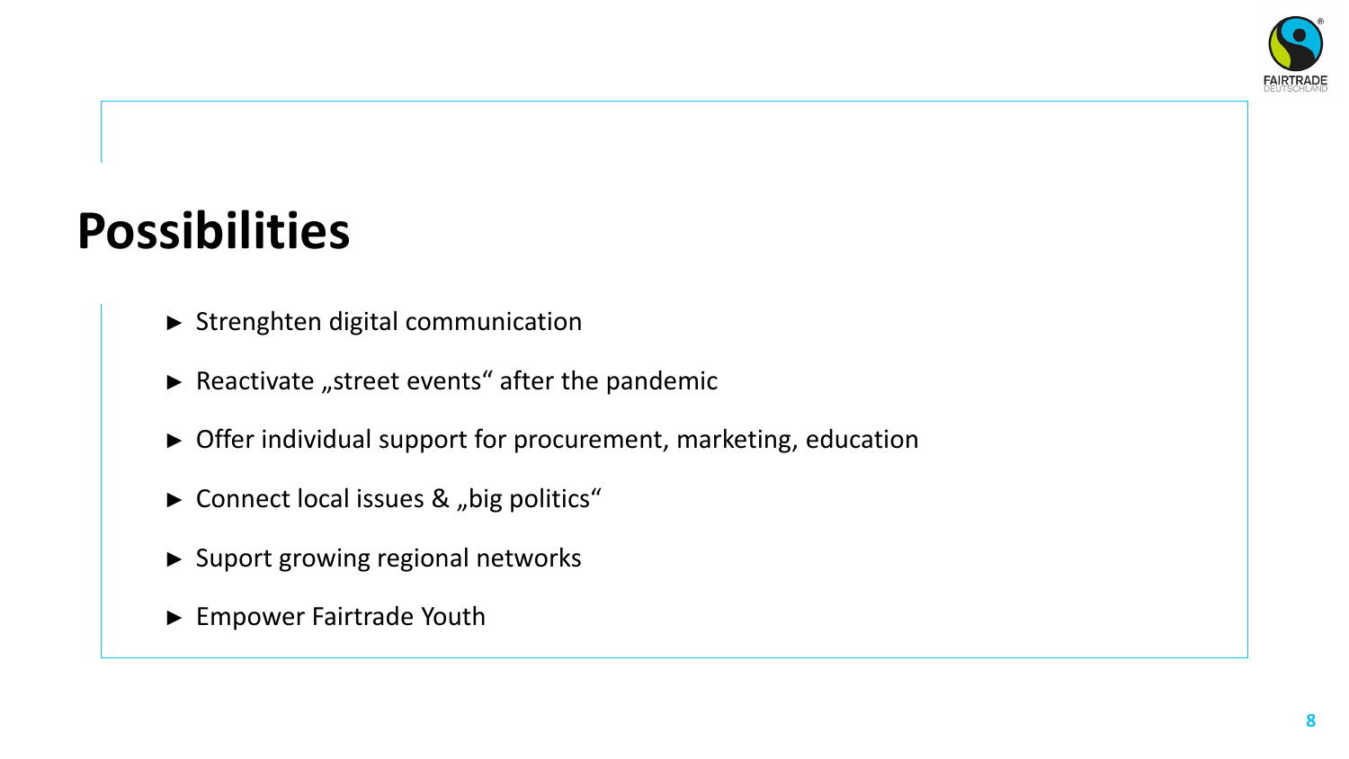# Possibilities

- Strenghten digital communication
- Reactivate „street events“ after the pandemic
- Offer individual support for procurement, marketing, education
- Connect local issues & „big politics“
- Suport growing regional networks
- Empower Fairtrade Youth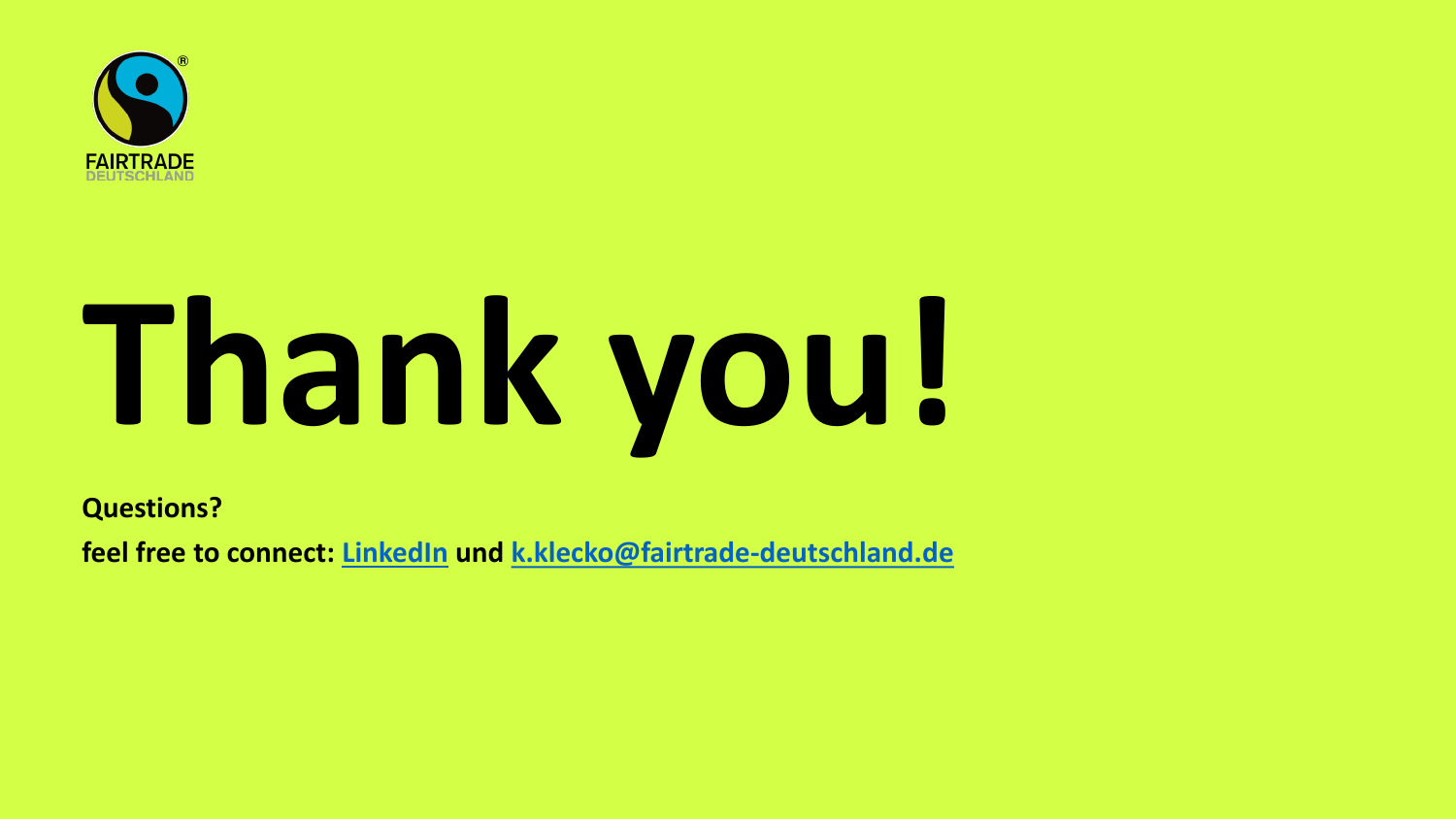FAIRTRADE
DEUTSCHLAND

# Thank you!

**Questions?**

**feel free to connect: LinkedIn und k.klecko@fairtrade-deutschland.de**